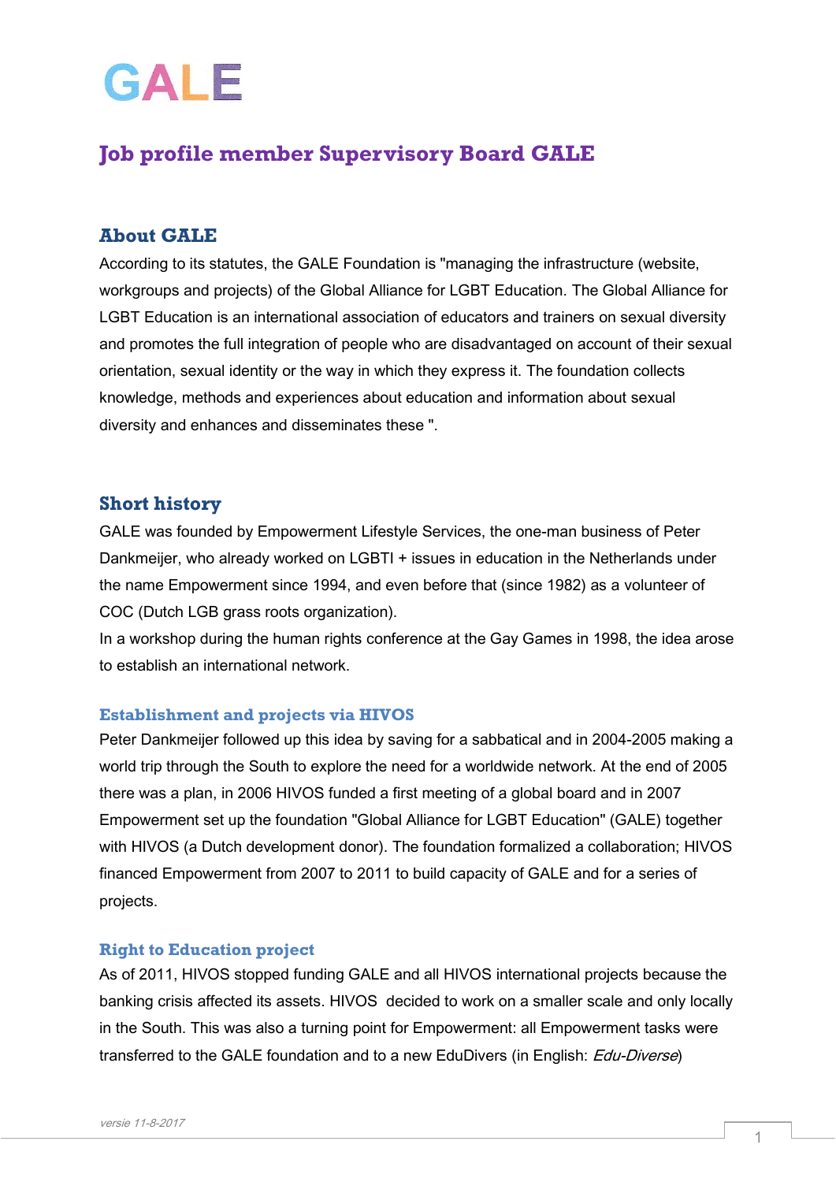# GALE

## Job profile member Supervisory Board GALE

### About GALE

According to its statutes, the GALE Foundation is "managing the infrastructure (website, workgroups and projects) of the Global Alliance for LGBT Education. The Global Alliance for LGBT Education is an international association of educators and trainers on sexual diversity and promotes the full integration of people who are disadvantaged on account of their sexual orientation, sexual identity or the way in which they express it. The foundation collects knowledge, methods and experiences about education and information about sexual diversity and enhances and disseminates these ".

### Short history

GALE was founded by Empowerment Lifestyle Services, the one-man business of Peter Dankmeijer, who already worked on LGBTI + issues in education in the Netherlands under the name Empowerment since 1994, and even before that (since 1982) as a volunteer of COC (Dutch LGB grass roots organization).
In a workshop during the human rights conference at the Gay Games in 1998, the idea arose to establish an international network.

#### Establishment and projects via HIVOS

Peter Dankmeijer followed up this idea by saving for a sabbatical and in 2004-2005 making a world trip through the South to explore the need for a worldwide network. At the end of 2005 there was a plan, in 2006 HIVOS funded a first meeting of a global board and in 2007 Empowerment set up the foundation "Global Alliance for LGBT Education" (GALE) together with HIVOS (a Dutch development donor). The foundation formalized a collaboration; HIVOS financed Empowerment from 2007 to 2011 to build capacity of GALE and for a series of projects.

#### Right to Education project

As of 2011, HIVOS stopped funding GALE and all HIVOS international projects because the banking crisis affected its assets. HIVOS decided to work on a smaller scale and only locally in the South. This was also a turning point for Empowerment: all Empowerment tasks were transferred to the GALE foundation and to a new EduDivers (in English: *Edu-Diverse*)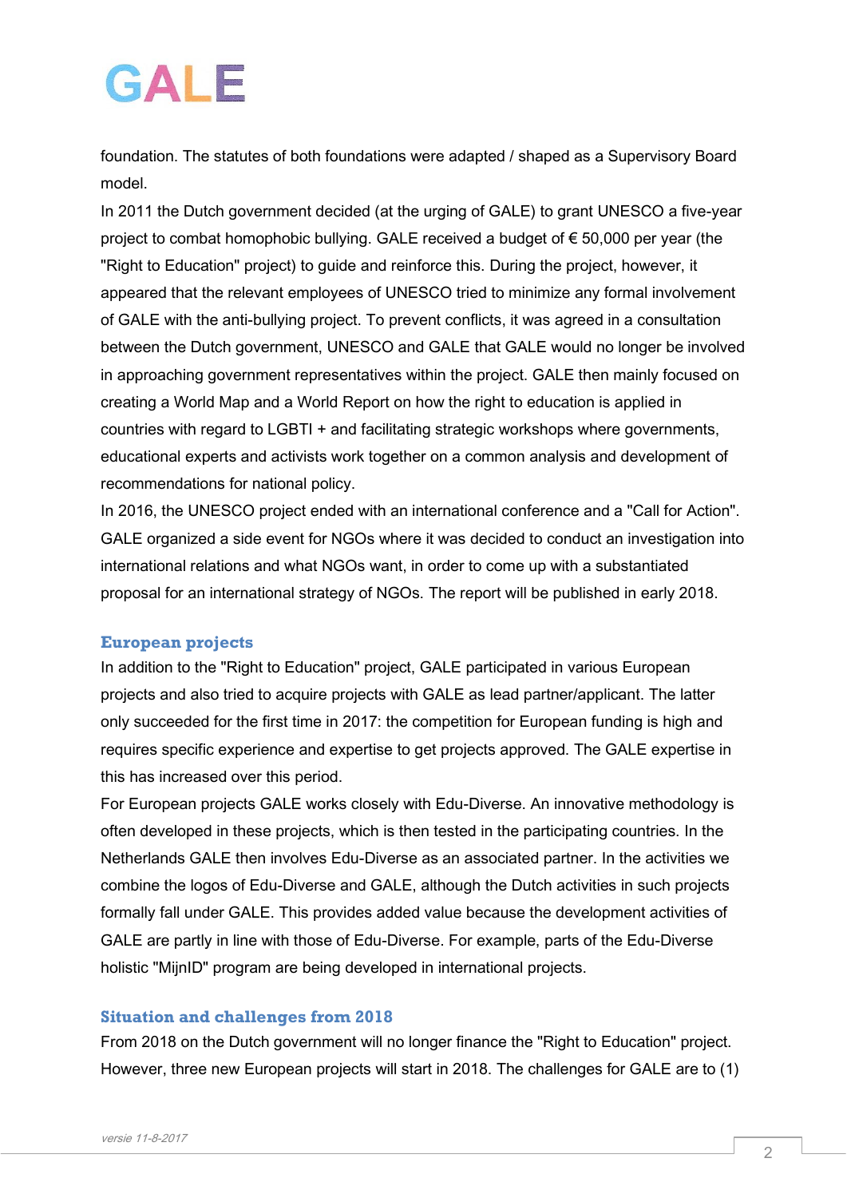foundation. The statutes of both foundations were adapted / shaped as a Supervisory Board model.

In 2011 the Dutch government decided (at the urging of GALE) to grant UNESCO a five-year project to combat homophobic bullying. GALE received a budget of € 50,000 per year (the "Right to Education" project) to guide and reinforce this. During the project, however, it appeared that the relevant employees of UNESCO tried to minimize any formal involvement of GALE with the anti-bullying project. To prevent conflicts, it was agreed in a consultation between the Dutch government, UNESCO and GALE that GALE would no longer be involved in approaching government representatives within the project. GALE then mainly focused on creating a World Map and a World Report on how the right to education is applied in countries with regard to LGBTI + and facilitating strategic workshops where governments, educational experts and activists work together on a common analysis and development of recommendations for national policy.

In 2016, the UNESCO project ended with an international conference and a "Call for Action". GALE organized a side event for NGOs where it was decided to conduct an investigation into international relations and what NGOs want, in order to come up with a substantiated proposal for an international strategy of NGOs. The report will be published in early 2018.

## European projects

In addition to the "Right to Education" project, GALE participated in various European projects and also tried to acquire projects with GALE as lead partner/applicant. The latter only succeeded for the first time in 2017: the competition for European funding is high and requires specific experience and expertise to get projects approved. The GALE expertise in this has increased over this period.

For European projects GALE works closely with Edu-Diverse. An innovative methodology is often developed in these projects, which is then tested in the participating countries. In the Netherlands GALE then involves Edu-Diverse as an associated partner. In the activities we combine the logos of Edu-Diverse and GALE, although the Dutch activities in such projects formally fall under GALE. This provides added value because the development activities of GALE are partly in line with those of Edu-Diverse. For example, parts of the Edu-Diverse holistic "MijnID" program are being developed in international projects.

## Situation and challenges from 2018

From 2018 on the Dutch government will no longer finance the "Right to Education" project. However, three new European projects will start in 2018. The challenges for GALE are to (1)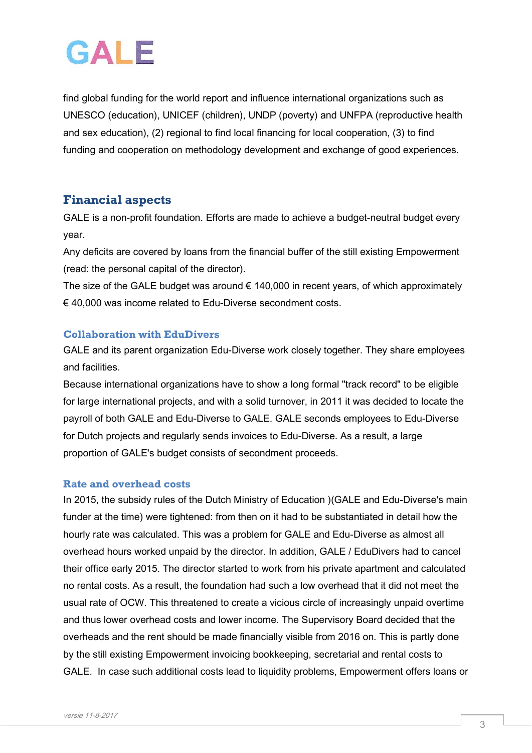find global funding for the world report and influence international organizations such as UNESCO (education), UNICEF (children), UNDP (poverty) and UNFPA (reproductive health and sex education), (2) regional to find local financing for local cooperation, (3) to find funding and cooperation on methodology development and exchange of good experiences.

## Financial aspects

GALE is a non-profit foundation. Efforts are made to achieve a budget-neutral budget every year.

Any deficits are covered by loans from the financial buffer of the still existing Empowerment (read: the personal capital of the director).

The size of the GALE budget was around € 140,000 in recent years, of which approximately € 40,000 was income related to Edu-Diverse secondment costs.

### Collaboration with EduDivers

GALE and its parent organization Edu-Diverse work closely together. They share employees and facilities.

Because international organizations have to show a long formal "track record" to be eligible for large international projects, and with a solid turnover, in 2011 it was decided to locate the payroll of both GALE and Edu-Diverse to GALE. GALE seconds employees to Edu-Diverse for Dutch projects and regularly sends invoices to Edu-Diverse. As a result, a large proportion of GALE's budget consists of secondment proceeds.

### Rate and overhead costs

In 2015, the subsidy rules of the Dutch Ministry of Education )(GALE and Edu-Diverse's main funder at the time) were tightened: from then on it had to be substantiated in detail how the hourly rate was calculated. This was a problem for GALE and Edu-Diverse as almost all overhead hours worked unpaid by the director. In addition, GALE / EduDivers had to cancel their office early 2015. The director started to work from his private apartment and calculated no rental costs. As a result, the foundation had such a low overhead that it did not meet the usual rate of OCW. This threatened to create a vicious circle of increasingly unpaid overtime and thus lower overhead costs and lower income. The Supervisory Board decided that the overheads and the rent should be made financially visible from 2016 on. This is partly done by the still existing Empowerment invoicing bookkeeping, secretarial and rental costs to GALE. In case such additional costs lead to liquidity problems, Empowerment offers loans or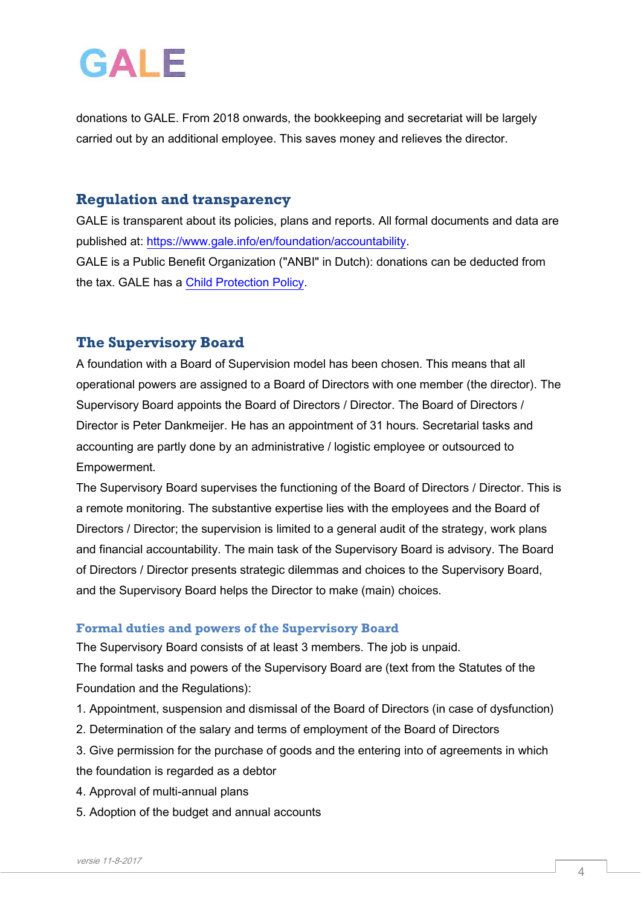donations to GALE. From 2018 onwards, the bookkeeping and secretariat will be largely carried out by an additional employee. This saves money and relieves the director.

## Regulation and transparency

GALE is transparent about its policies, plans and reports. All formal documents and data are published at: [https://www.gale.info/en/foundation/accountability](https://www.gale.info/en/foundation/accountability).
GALE is a Public Benefit Organization ("ANBI" in Dutch): donations can be deducted from the tax. GALE has a Child Protection Policy.

## The Supervisory Board

A foundation with a Board of Supervision model has been chosen. This means that all operational powers are assigned to a Board of Directors with one member (the director). The Supervisory Board appoints the Board of Directors / Director. The Board of Directors / Director is Peter Dankmeijer. He has an appointment of 31 hours. Secretarial tasks and accounting are partly done by an administrative / logistic employee or outsourced to Empowerment.
The Supervisory Board supervises the functioning of the Board of Directors / Director. This is a remote monitoring. The substantive expertise lies with the employees and the Board of Directors / Director; the supervision is limited to a general audit of the strategy, work plans and financial accountability. The main task of the Supervisory Board is advisory. The Board of Directors / Director presents strategic dilemmas and choices to the Supervisory Board, and the Supervisory Board helps the Director to make (main) choices.

### Formal duties and powers of the Supervisory Board

The Supervisory Board consists of at least 3 members. The job is unpaid.
The formal tasks and powers of the Supervisory Board are (text from the Statutes of the Foundation and the Regulations):

1. Appointment, suspension and dismissal of the Board of Directors (in case of dysfunction)
2. Determination of the salary and terms of employment of the Board of Directors
3. Give permission for the purchase of goods and the entering into of agreements in which the foundation is regarded as a debtor
4. Approval of multi-annual plans
5. Adoption of the budget and annual accounts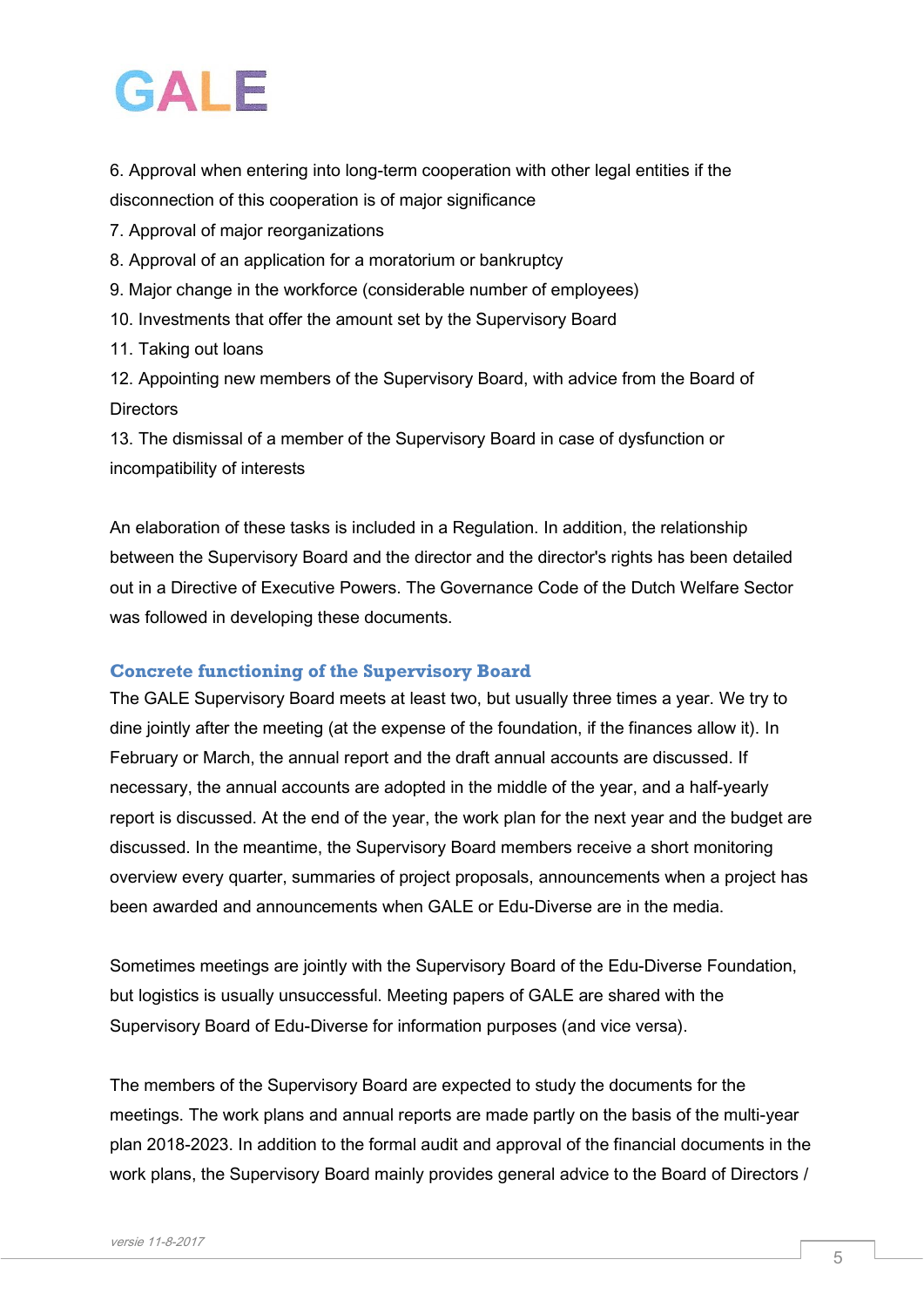6. Approval when entering into long-term cooperation with other legal entities if the disconnection of this cooperation is of major significance
7. Approval of major reorganizations
8. Approval of an application for a moratorium or bankruptcy
9. Major change in the workforce (considerable number of employees)
10. Investments that offer the amount set by the Supervisory Board
11. Taking out loans
12. Appointing new members of the Supervisory Board, with advice from the Board of Directors
13. The dismissal of a member of the Supervisory Board in case of dysfunction or incompatibility of interests

An elaboration of these tasks is included in a Regulation. In addition, the relationship between the Supervisory Board and the director and the director's rights has been detailed out in a Directive of Executive Powers. The Governance Code of the Dutch Welfare Sector was followed in developing these documents.

### Concrete functioning of the Supervisory Board

The GALE Supervisory Board meets at least two, but usually three times a year. We try to dine jointly after the meeting (at the expense of the foundation, if the finances allow it). In February or March, the annual report and the draft annual accounts are discussed. If necessary, the annual accounts are adopted in the middle of the year, and a half-yearly report is discussed. At the end of the year, the work plan for the next year and the budget are discussed. In the meantime, the Supervisory Board members receive a short monitoring overview every quarter, summaries of project proposals, announcements when a project has been awarded and announcements when GALE or Edu-Diverse are in the media.

Sometimes meetings are jointly with the Supervisory Board of the Edu-Diverse Foundation, but logistics is usually unsuccessful. Meeting papers of GALE are shared with the Supervisory Board of Edu-Diverse for information purposes (and vice versa).

The members of the Supervisory Board are expected to study the documents for the meetings. The work plans and annual reports are made partly on the basis of the multi-year plan 2018-2023. In addition to the formal audit and approval of the financial documents in the work plans, the Supervisory Board mainly provides general advice to the Board of Directors /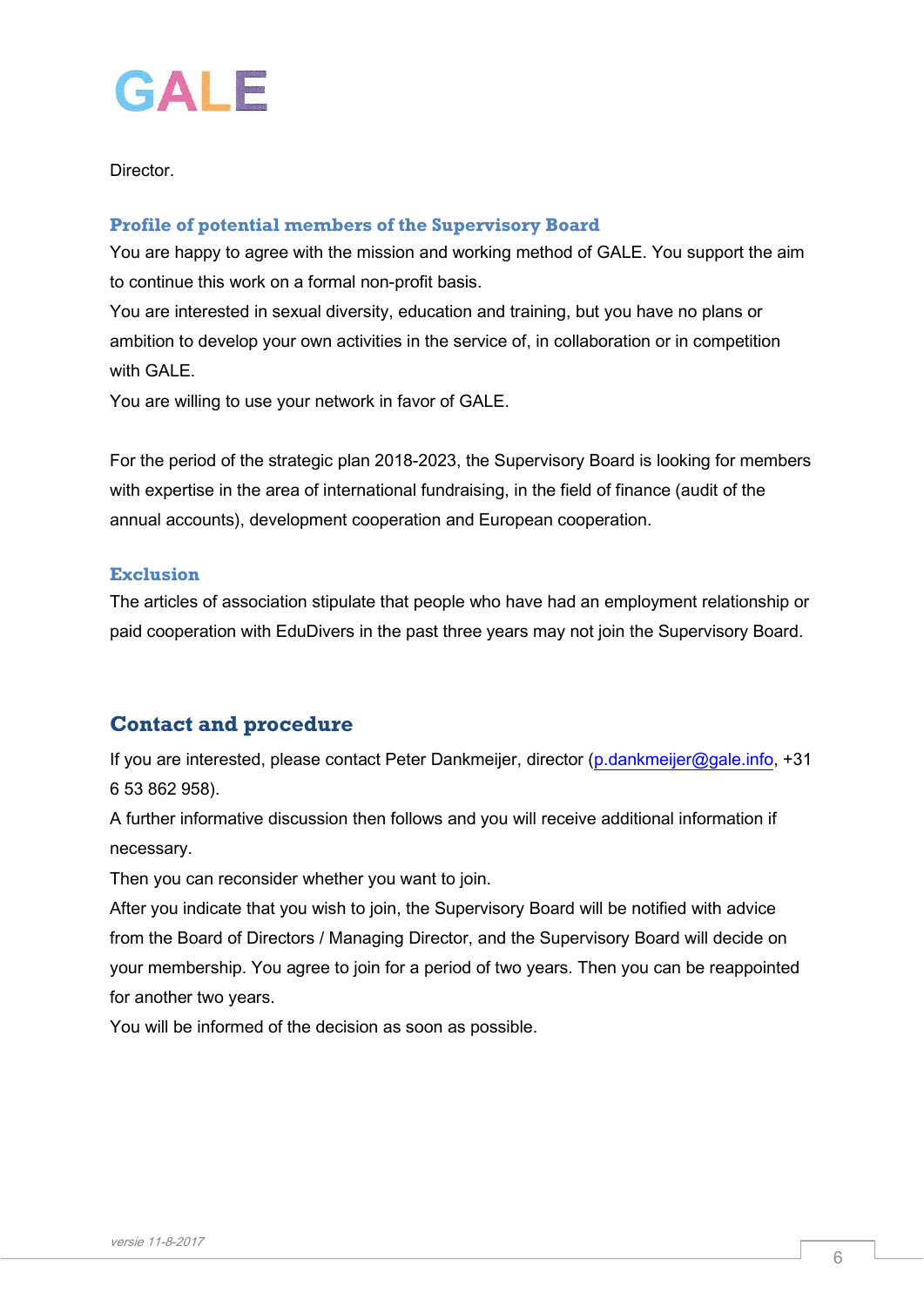Director.

### Profile of potential members of the Supervisory Board

You are happy to agree with the mission and working method of GALE. You support the aim to continue this work on a formal non-profit basis.
You are interested in sexual diversity, education and training, but you have no plans or ambition to develop your own activities in the service of, in collaboration or in competition with GALE.
You are willing to use your network in favor of GALE.

For the period of the strategic plan 2018-2023, the Supervisory Board is looking for members with expertise in the area of international fundraising, in the field of finance (audit of the annual accounts), development cooperation and European cooperation.

### Exclusion

The articles of association stipulate that people who have had an employment relationship or paid cooperation with EduDivers in the past three years may not join the Supervisory Board.

## Contact and procedure

If you are interested, please contact Peter Dankmeijer, director (p.dankmeijer@gale.info, +31 6 53 862 958).
A further informative discussion then follows and you will receive additional information if necessary.
Then you can reconsider whether you want to join.
After you indicate that you wish to join, the Supervisory Board will be notified with advice from the Board of Directors / Managing Director, and the Supervisory Board will decide on your membership. You agree to join for a period of two years. Then you can be reappointed for another two years.
You will be informed of the decision as soon as possible.